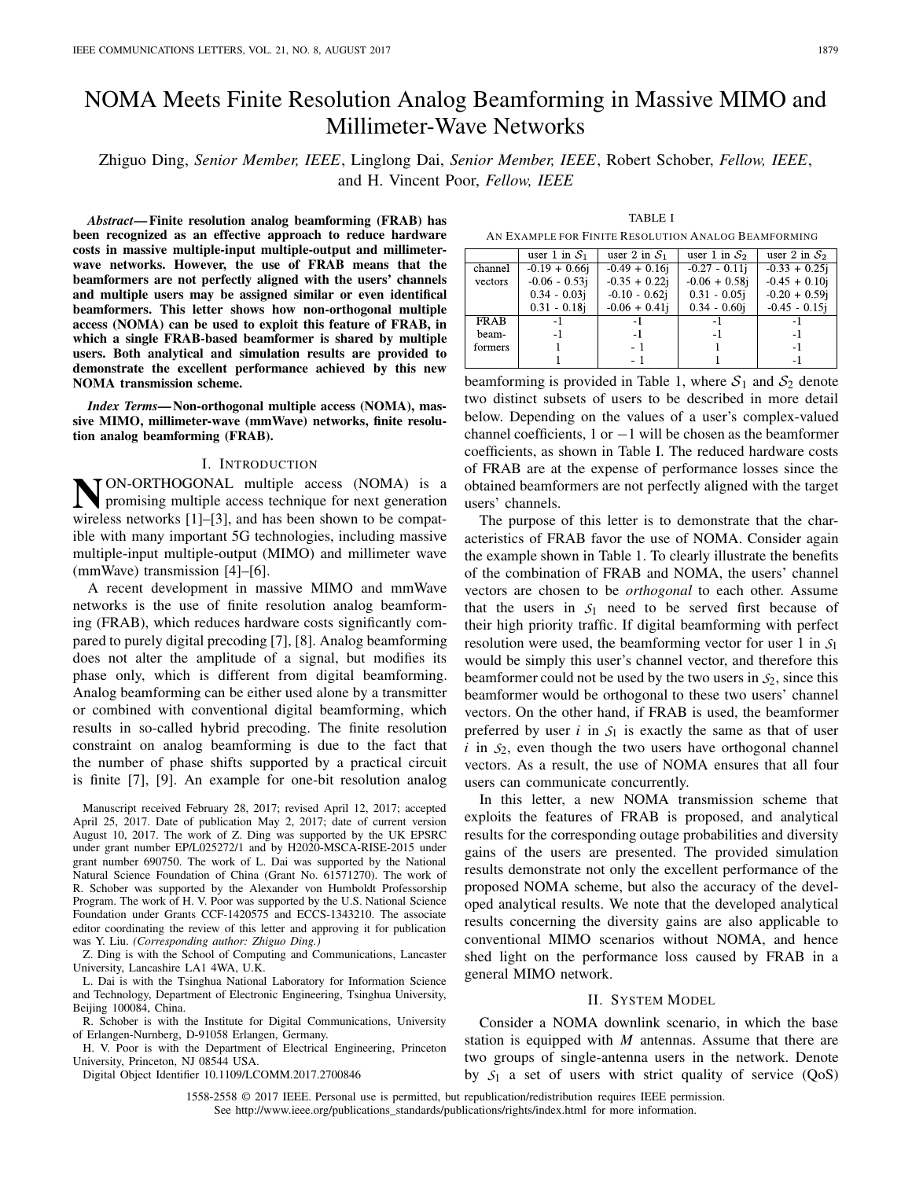# NOMA Meets Finite Resolution Analog Beamforming in Massive MIMO and Millimeter-Wave Networks

Zhiguo Ding, *Senior Member, IEEE*, Linglong Dai, *Senior Member, IEEE*, Robert Schober, *Fellow, IEEE*, and H. Vincent Poor, *Fellow, IEEE*

***Abstract*— Finite resolution analog beamforming (FRAB) has been recognized as an effective approach to reduce hardware costs in massive multiple-input multiple-output and millimeter-wave networks. However, the use of FRAB means that the beamformers are not perfectly aligned with the users' channels and multiple users may be assigned similar or even identifical beamformers. This letter shows how non-orthogonal multiple access (NOMA) can be used to exploit this feature of FRAB, in which a single FRAB-based beamformer is shared by multiple users. Both analytical and simulation results are provided to demonstrate the excellent performance achieved by this new NOMA transmission scheme.**

***Index Terms*— Non-orthogonal multiple access (NOMA), massive MIMO, millimeter-wave (mmWave) networks, finite resolution analog beamforming (FRAB).**

## I. Introduction

NON-ORTHOGONAL multiple access (NOMA) is a promising multiple access technique for next generation wireless networks [1]–[3], and has been shown to be compatible with many important 5G technologies, including massive multiple-input multiple-output (MIMO) and millimeter wave (mmWave) transmission [4]–[6].

A recent development in massive MIMO and mmWave networks is the use of finite resolution analog beamforming (FRAB), which reduces hardware costs significantly compared to purely digital precoding [7], [8]. Analog beamforming does not alter the amplitude of a signal, but modifies its phase only, which is different from digital beamforming. Analog beamforming can be either used alone by a transmitter or combined with conventional digital beamforming, which results in so-called hybrid precoding. The finite resolution constraint on analog beamforming is due to the fact that the number of phase shifts supported by a practical circuit is finite [7], [9]. An example for one-bit resolution analog beamforming is provided in Table 1, where $\mathcal{S}_1$ and $\mathcal{S}_2$ denote two distinct subsets of users to be described in more detail below. Depending on the values of a user's complex-valued channel coefficients, 1 or $-1$ will be chosen as the beamformer coefficients, as shown in Table I. The reduced hardware costs of FRAB are at the expense of performance losses since the obtained beamformers are not perfectly aligned with the target users' channels.

TABLE I

An Example for Finite Resolution Analog Beamforming

| | user 1 in $\mathcal{S}_1$ | user 2 in $\mathcal{S}_1$ | user 1 in $\mathcal{S}_2$ | user 2 in $\mathcal{S}_2$ |
|---|---|---|---|---|
| channel vectors | -0.19 + 0.66j | -0.49 + 0.16j | -0.27 - 0.11j | -0.33 + 0.25j |
| | -0.06 - 0.53j | -0.35 + 0.22j | -0.06 + 0.58j | -0.45 + 0.10j |
| | 0.34 - 0.03j | -0.10 - 0.62j | 0.31 - 0.05j | -0.20 + 0.59j |
| | 0.31 - 0.18j | -0.06 + 0.41j | 0.34 - 0.60j | -0.45 - 0.15j |
| FRAB beam-formers | -1 | -1 | -1 | -1 |
| | -1 | -1 | -1 | -1 |
| | 1 | - 1 | 1 | -1 |
| | 1 | - 1 | 1 | -1 |

The purpose of this letter is to demonstrate that the characteristics of FRAB favor the use of NOMA. Consider again the example shown in Table 1. To clearly illustrate the benefits of the combination of FRAB and NOMA, the users' channel vectors are chosen to be *orthogonal* to each other. Assume that the users in $\mathcal{S}_1$ need to be served first because of their high priority traffic. If digital beamforming with perfect resolution were used, the beamforming vector for user 1 in $\mathcal{S}_1$ would be simply this user's channel vector, and therefore this beamformer could not be used by the two users in $\mathcal{S}_2$, since this beamformer would be orthogonal to these two users' channel vectors. On the other hand, if FRAB is used, the beamformer preferred by user $i$ in $\mathcal{S}_1$ is exactly the same as that of user $i$ in $\mathcal{S}_2$, even though the two users have orthogonal channel vectors. As a result, the use of NOMA ensures that all four users can communicate concurrently.

In this letter, a new NOMA transmission scheme that exploits the features of FRAB is proposed, and analytical results for the corresponding outage probabilities and diversity gains of the users are presented. The provided simulation results demonstrate not only the excellent performance of the proposed NOMA scheme, but also the accuracy of the developed analytical results. We note that the developed analytical results concerning the diversity gains are also applicable to conventional MIMO scenarios without NOMA, and hence shed light on the performance loss caused by FRAB in a general MIMO network.

## II. System Model

Consider a NOMA downlink scenario, in which the base station is equipped with $M$ antennas. Assume that there are two groups of single-antenna users in the network. Denote by $\mathcal{S}_1$ a set of users with strict quality of service (QoS)

Manuscript received February 28, 2017; revised April 12, 2017; accepted April 25, 2017. Date of publication May 2, 2017; date of current version August 10, 2017. The work of Z. Ding was supported by the UK EPSRC under grant number EP/L025272/1 and by H2020-MSCA-RISE-2015 under grant number 690750. The work of L. Dai was supported by the National Natural Science Foundation of China (Grant No. 61571270). The work of R. Schober was supported by the Alexander von Humboldt Professorship Program. The work of H. V. Poor was supported by the U.S. National Science Foundation under Grants CCF-1420575 and ECCS-1343210. The associate editor coordinating the review of this letter and approving it for publication was Y. Liu. *(Corresponding author: Zhiguo Ding.)*

Z. Ding is with the School of Computing and Communications, Lancaster University, Lancashire LA1 4WA, U.K.

L. Dai is with the Tsinghua National Laboratory for Information Science and Technology, Department of Electronic Engineering, Tsinghua University, Beijing 100084, China.

R. Schober is with the Institute for Digital Communications, University of Erlangen-Nurnberg, D-91058 Erlangen, Germany.

H. V. Poor is with the Department of Electrical Engineering, Princeton University, Princeton, NJ 08544 USA.

Digital Object Identifier 10.1109/LCOMM.2017.2700846

1558-2558 © 2017 IEEE. Personal use is permitted, but republication/redistribution requires IEEE permission.
See http://www.ieee.org/publications_standards/publications/rights/index.html for more information.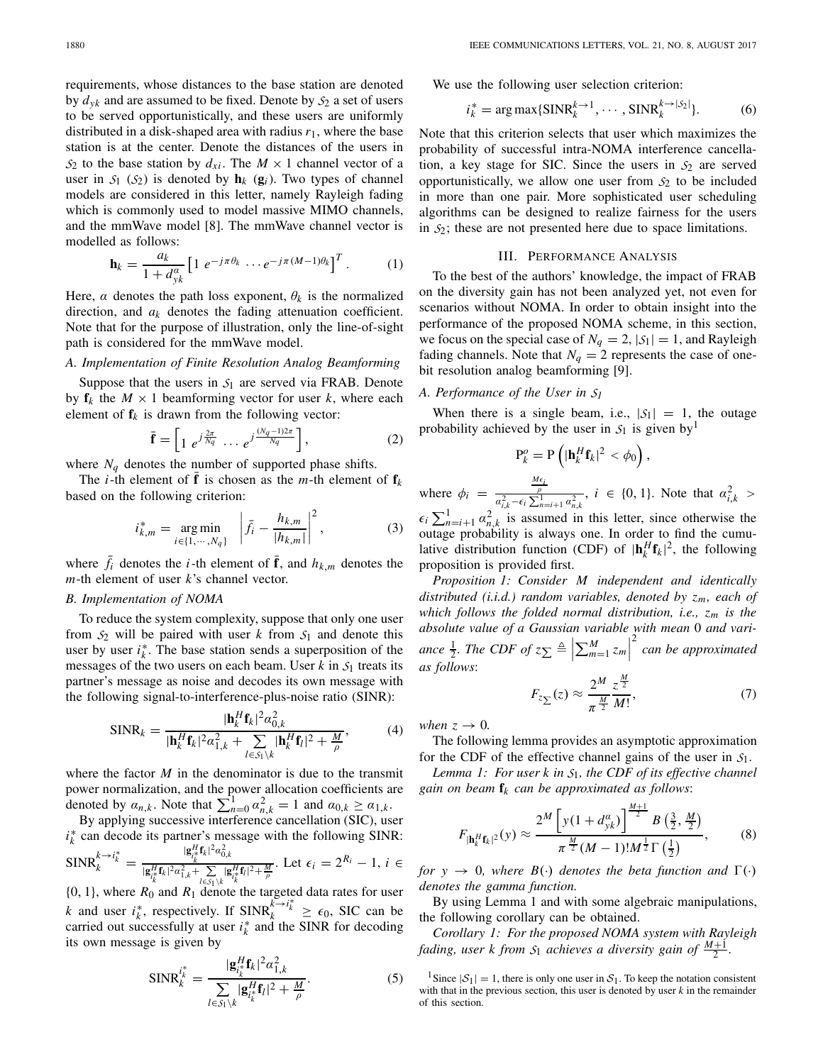requirements, whose distances to the base station are denoted by $d_{yk}$ and are assumed to be fixed. Denote by $\mathcal{S}_2$ a set of users to be served opportunistically, and these users are uniformly distributed in a disk-shaped area with radius $r_1$, where the base station is at the center. Denote the distances of the users in $\mathcal{S}_2$ to the base station by $d_{xi}$. The $M \times 1$ channel vector of a user in $\mathcal{S}_1$ ($\mathcal{S}_2$) is denoted by $\mathbf{h}_k$ ($\mathbf{g}_i$). Two types of channel models are considered in this letter, namely Rayleigh fading which is commonly used to model massive MIMO channels, and the mmWave model [8]. The mmWave channel vector is modelled as follows:

$$\mathbf{h}_k = \frac{a_k}{1 + d_{yk}^{\alpha}} \left[1 \ e^{-j\pi\theta_k} \ \cdots e^{-j\pi(M-1)\theta_k}\right]^T. \tag{1}$$

Here, $\alpha$ denotes the path loss exponent, $\theta_k$ is the normalized direction, and $a_k$ denotes the fading attenuation coefficient. Note that for the purpose of illustration, only the line-of-sight path is considered for the mmWave model.

### *A. Implementation of Finite Resolution Analog Beamforming*

Suppose that the users in $\mathcal{S}_1$ are served via FRAB. Denote by $\mathbf{f}_k$ the $M \times 1$ beamforming vector for user $k$, where each element of $\mathbf{f}_k$ is drawn from the following vector:

$$\bar{\mathbf{f}} = \left[1 \ e^{j\frac{2\pi}{N_q}} \ \cdots \ e^{j\frac{(N_q-1)2\pi}{N_q}}\right], \tag{2}$$

where $N_q$ denotes the number of supported phase shifts.

The $i$-th element of $\bar{\mathbf{f}}$ is chosen as the $m$-th element of $\mathbf{f}_k$ based on the following criterion:

$$i_{k,m}^* = \underset{i \in \{1,\cdots,N_q\}}{\arg\min} \ \left|\bar{f}_i - \frac{h_{k,m}}{|h_{k,m}|}\right|^2, \tag{3}$$

where $\bar{f}_i$ denotes the $i$-th element of $\bar{\mathbf{f}}$, and $h_{k,m}$ denotes the $m$-th element of user $k$'s channel vector.

### *B. Implementation of NOMA*

To reduce the system complexity, suppose that only one user from $\mathcal{S}_2$ will be paired with user $k$ from $\mathcal{S}_1$ and denote this user by user $i_k^*$. The base station sends a superposition of the messages of the two users on each beam. User $k$ in $\mathcal{S}_1$ treats its partner's message as noise and decodes its own message with the following signal-to-interference-plus-noise ratio (SINR):

$$\text{SINR}_k = \frac{|\mathbf{h}_k^H\mathbf{f}_k|^2\alpha_{0,k}^2}{|\mathbf{h}_k^H\mathbf{f}_k|^2\alpha_{1,k}^2 + \sum\limits_{l\in\mathcal{S}_1\backslash k}|\mathbf{h}_k^H\mathbf{f}_l|^2 + \frac{M}{\rho}}, \tag{4}$$

where the factor $M$ in the denominator is due to the transmit power normalization, and the power allocation coefficients are denoted by $\alpha_{n,k}$. Note that $\sum_{n=0}^{1}\alpha_{n,k}^2 = 1$ and $\alpha_{0,k} \geq \alpha_{1,k}$.

By applying successive interference cancellation (SIC), user $i_k^*$ can decode its partner's message with the following SINR: $\text{SINR}_k^{k\to i_k^*} = \frac{|\mathbf{g}_{i_k^*}^H\mathbf{f}_k|^2\alpha_{0,k}^2}{|\mathbf{g}_{i_k^*}^H\mathbf{f}_k|^2\alpha_{1,k}^2 + \sum\limits_{l\in\mathcal{S}_1\backslash k}|\mathbf{g}_{i_k^*}^H\mathbf{f}_l|^2 + \frac{M}{\rho}}$. Let $\epsilon_i = 2^{R_i} - 1$, $i \in \{0, 1\}$, where $R_0$ and $R_1$ denote the targeted data rates for user $k$ and user $i_k^*$, respectively. If $\text{SINR}_k^{k\to i_k^*} \geq \epsilon_0$, SIC can be carried out successfully at user $i_k^*$ and the SINR for decoding its own message is given by

$$\text{SINR}_k^{i_k^*} = \frac{|\mathbf{g}_{i_k^*}^H\mathbf{f}_k|^2\alpha_{1,k}^2}{\sum\limits_{l\in\mathcal{S}_1\backslash k}|\mathbf{g}_{i_k^*}^H\mathbf{f}_l|^2 + \frac{M}{\rho}}. \tag{5}$$

We use the following user selection criterion:

$$i_k^* = \arg\max\{\text{SINR}_k^{k\to 1}, \cdots, \text{SINR}_k^{k\to|\mathcal{S}_2|}\}. \tag{6}$$

Note that this criterion selects that user which maximizes the probability of successful intra-NOMA interference cancellation, a key stage for SIC. Since the users in $\mathcal{S}_2$ are served opportunistically, we allow one user from $\mathcal{S}_2$ to be included in more than one pair. More sophisticated user scheduling algorithms can be designed to realize fairness for the users in $\mathcal{S}_2$; these are not presented here due to space limitations.

## III. Performance Analysis

To the best of the authors' knowledge, the impact of FRAB on the diversity gain has not been analyzed yet, not even for scenarios without NOMA. In order to obtain insight into the performance of the proposed NOMA scheme, in this section, we focus on the special case of $N_q = 2$, $|\mathcal{S}_1| = 1$, and Rayleigh fading channels. Note that $N_q = 2$ represents the case of one-bit resolution analog beamforming [9].

### *A. Performance of the User in $\mathcal{S}_1$*

When there is a single beam, i.e., $|\mathcal{S}_1| = 1$, the outage probability achieved by the user in $\mathcal{S}_1$ is given by[1]

$$\text{P}_k^o = \text{P}\left(|\mathbf{h}_k^H\mathbf{f}_k|^2 < \phi_0\right),$$

where $\phi_i = \frac{\frac{M\epsilon_i}{\rho}}{\alpha_{i,k}^2 - \epsilon_i\sum_{n=i+1}^{1}\alpha_{n,k}^2}$, $i \in \{0, 1\}$. Note that $\alpha_{i,k}^2 > \epsilon_i\sum_{n=i+1}^{1}\alpha_{n,k}^2$ is assumed in this letter, since otherwise the outage probability is always one. In order to find the cumulative distribution function (CDF) of $|\mathbf{h}_k^H\mathbf{f}_k|^2$, the following proposition is provided first.

*Proposition 1: Consider $M$ independent and identically distributed (i.i.d.) random variables, denoted by $z_m$, each of which follows the folded normal distribution, i.e., $z_m$ is the absolute value of a Gaussian variable with mean $0$ and variance $\frac{1}{2}$. The CDF of $z_{\sum} \triangleq \left|\sum_{m=1}^{M} z_m\right|^2$ can be approximated as follows*:

$$F_{z_{\sum}}(z) \approx \frac{2^M}{\pi^{\frac{M}{2}}}\frac{z^{\frac{M}{2}}}{M!}, \tag{7}$$

*when $z \to 0$.*

The following lemma provides an asymptotic approximation for the CDF of the effective channel gains of the user in $\mathcal{S}_1$.

*Lemma 1: For user $k$ in $\mathcal{S}_1$, the CDF of its effective channel gain on beam $\mathbf{f}_k$ can be approximated as follows*:

$$F_{|\mathbf{h}_k^H\mathbf{f}_k|^2}(y) \approx \frac{2^M\left[y(1 + d_{yk}^{\alpha})\right]^{\frac{M+1}{2}} B\left(\frac{3}{2}, \frac{M}{2}\right)}{\pi^{\frac{M}{2}}(M-1)!M^{\frac{1}{2}}\Gamma\left(\frac{1}{2}\right)}, \tag{8}$$

*for $y \to 0$, where $B(\cdot)$ denotes the beta function and $\Gamma(\cdot)$ denotes the gamma function.*

By using Lemma 1 and with some algebraic manipulations, the following corollary can be obtained.

*Corollary 1: For the proposed NOMA system with Rayleigh fading, user $k$ from $\mathcal{S}_1$ achieves a diversity gain of $\frac{M+1}{2}$.*

[1] Since $|\mathcal{S}_1| = 1$, there is only one user in $\mathcal{S}_1$. To keep the notation consistent with that in the previous section, this user is denoted by user $k$ in the remainder of this section.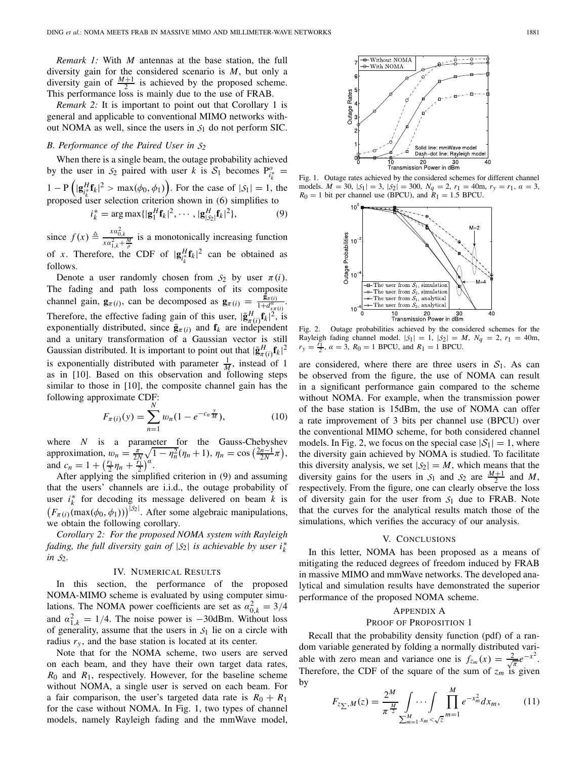*Remark 1:* With $M$ antennas at the base station, the full diversity gain for the considered scenario is $M$, but only a diversity gain of $\frac{M+1}{2}$ is achieved by the proposed scheme. This performance loss is mainly due to the use of FRAB.

*Remark 2:* It is important to point out that Corollary 1 is general and applicable to conventional MIMO networks without NOMA as well, since the users in $\mathcal{S}_1$ do not perform SIC.

### B. Performance of the Paired User in $\mathcal{S}_2$

When there is a single beam, the outage probability achieved by the user in $\mathcal{S}_2$ paired with user $k$ is $\mathcal{S}_1$ becomes $\mathrm{P}^o_{i_k^*} = 1 - \mathrm{P}\left(|\mathbf{g}_{i_k^*}^H \mathbf{f}_k|^2 > \max(\phi_0, \phi_1)\right)$. For the case of $|\mathcal{S}_1| = 1$, the proposed user selection criterion shown in (6) simplifies to

$$i_k^* = \arg\max\{|\mathbf{g}_1^H \mathbf{f}_k|^2, \cdots, |\mathbf{g}_{|\mathcal{S}_2|}^H \mathbf{f}_k|^2\}, \tag{9}$$

since $f(x) \triangleq \frac{x\alpha_{0,k}^2}{x\alpha_{1,k}^2 + \frac{M}{\rho}}$ is a monotonically increasing function of $x$. Therefore, the CDF of $|\mathbf{g}_{i_k^*}^H \mathbf{f}_k|^2$ can be obtained as follows.

Denote a user randomly chosen from $\mathcal{S}_2$ by user $\pi(i)$. The fading and path loss components of its composite channel gain, $\mathbf{g}_{\pi(i)}$, can be decomposed as $\mathbf{g}_{\pi(i)} = \frac{\bar{\mathbf{g}}_{\pi(i)}}{1 + d_{x\pi(i)}^{\alpha}}$. Therefore, the effective fading gain of this user, $|\bar{\mathbf{g}}_{\pi(i)}^H \mathbf{f}_k|^2$, is exponentially distributed, since $\bar{\mathbf{g}}_{\pi(i)}$ and $\mathbf{f}_k$ are independent and a unitary transformation of a Gaussian vector is still Gaussian distributed. It is important to point out that $|\bar{\mathbf{g}}_{\pi(i)}^H \mathbf{f}_k|^2$ is exponentially distributed with parameter $\frac{1}{M}$, instead of 1 as in [10]. Based on this observation and following steps similar to those in [10], the composite channel gain has the following approximate CDF:

$$F_{\pi(i)}(y) = \sum_{n=1}^{N} w_n (1 - e^{-c_n \frac{y}{M}}), \tag{10}$$

where $N$ is a parameter for the Gauss-Chebyshev approximation, $w_n = \frac{\pi}{2N}\sqrt{1 - \eta_n^2}(\eta_n + 1)$, $\eta_n = \cos\left(\frac{2n-1}{2N}\pi\right)$, and $c_n = 1 + \left(\frac{r_1}{2}\eta_n + \frac{r_1}{2}\right)^{\alpha}$.

After applying the simplified criterion in (9) and assuming that the users' channels are i.i.d., the outage probability of user $i_k^*$ for decoding its message delivered on beam $k$ is $\left(F_{\pi(i)}(\max(\phi_0, \phi_1))\right)^{|\mathcal{S}_2|}$. After some algebraic manipulations, we obtain the following corollary.

*Corollary 2: For the proposed NOMA system with Rayleigh fading, the full diversity gain of $|\mathcal{S}_2|$ is achievable by user $i_k^*$ in $\mathcal{S}_2$.*

## IV. Numerical Results

In this section, the performance of the proposed NOMA-MIMO scheme is evaluated by using computer simulations. The NOMA power coefficients are set as $\alpha_{0,k}^2 = 3/4$ and $\alpha_{1,k}^2 = 1/4$. The noise power is $-30$dBm. Without loss of generality, assume that the users in $\mathcal{S}_1$ lie on a circle with radius $r_y$, and the base station is located at its center.

Note that for the NOMA scheme, two users are served on each beam, and they have their own target data rates, $R_0$ and $R_1$, respectively. However, for the baseline scheme without NOMA, a single user is served on each beam. For a fair comparison, the user's targeted data rate is $R_0 + R_1$ for the case without NOMA. In Fig. 1, two types of channel models, namely Rayleigh fading and the mmWave model, are considered, where there are three users in $\mathcal{S}_1$. As can be observed from the figure, the use of NOMA can result in a significant performance gain compared to the scheme without NOMA. For example, when the transmission power of the base station is 15dBm, the use of NOMA can offer a rate improvement of 3 bits per channel use (BPCU) over the conventional MIMO scheme, for both considered channel models. In Fig. 2, we focus on the special case $|\mathcal{S}_1| = 1$, where the diversity gain achieved by NOMA is studied. To facilitate this diversity analysis, we set $|\mathcal{S}_2| = M$, which means that the diversity gains for the users in $\mathcal{S}_1$ and $\mathcal{S}_2$ are $\frac{M+1}{2}$ and $M$, respectively. From the figure, one can clearly observe the loss of diversity gain for the user from $\mathcal{S}_1$ due to FRAB. Note that the curves for the analytical results match those of the simulations, which verifies the accuracy of our analysis.

Fig. 1. Outage rates achieved by the considered schemes for different channel models. $M = 30$, $|\mathcal{S}_1| = 3$, $|\mathcal{S}_2| = 300$, $N_q = 2$, $r_1 = 40$m, $r_y = r_1$, $\alpha = 3$, $R_0 = 1$ bit per channel use (BPCU), and $R_1 = 1.5$ BPCU.

Fig. 2. Outage probabilities achieved by the considered schemes for the Rayleigh fading channel model. $|\mathcal{S}_1| = 1$, $|\mathcal{S}_2| = M$, $N_q = 2$, $r_1 = 40$m, $r_y = \frac{r_1}{2}$, $\alpha = 3$, $R_0 = 1$ BPCU, and $R_1 = 1$ BPCU.

## V. Conclusions

In this letter, NOMA has been proposed as a means of mitigating the reduced degrees of freedom induced by FRAB in massive MIMO and mmWave networks. The developed analytical and simulation results have demonstrated the superior performance of the proposed NOMA scheme.

## Appendix A
### Proof of Proposition 1

Recall that the probability density function (pdf) of a random variable generated by folding a normally distributed variable with zero mean and variance one is $f_{z_m}(x) = \frac{2}{\sqrt{\pi}} e^{-x^2}$. Therefore, the CDF of the square of the sum of $z_m$ is given by

$$F_{z_{\sum},M}(z) = \frac{2^M}{\pi^{\frac{M}{2}}} \int \cdots \int_{\sum_{m=1}^{M} x_m < \sqrt{z}} \prod_{m=1}^{M} e^{-x_m^2} dx_m, \tag{11}$$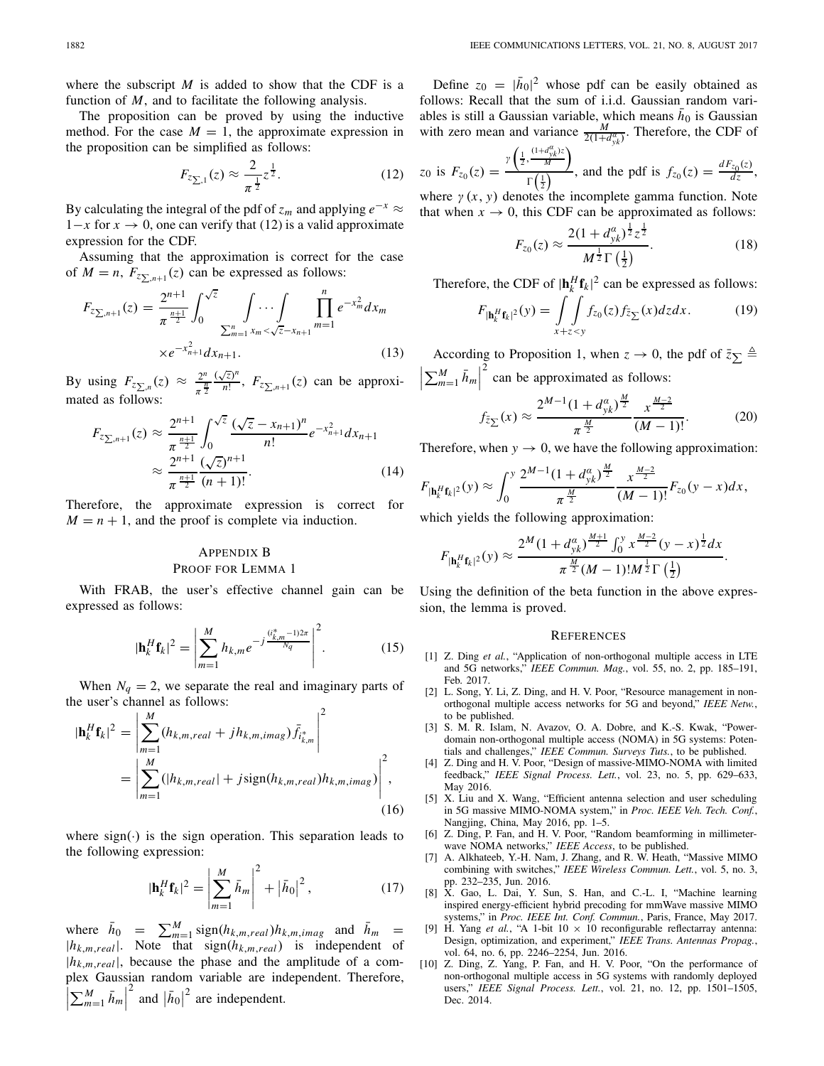where the subscript $M$ is added to show that the CDF is a function of $M$, and to facilitate the following analysis.

The proposition can be proved by using the inductive method. For the case $M = 1$, the approximate expression in the proposition can be simplified as follows:

$$F_{z_{\sum,1}}(z) \approx \frac{2}{\pi^{\frac{1}{2}}} z^{\frac{1}{2}}. \tag{12}$$

By calculating the integral of the pdf of $z_m$ and applying $e^{-x} \approx 1-x$ for $x \to 0$, one can verify that (12) is a valid approximate expression for the CDF.

Assuming that the approximation is correct for the case of $M = n$, $F_{z_{\sum,n+1}}(z)$ can be expressed as follows:

$$F_{z_{\sum,n+1}}(z) = \frac{2^{n+1}}{\pi^{\frac{n+1}{2}}} \int_0^{\sqrt{z}} \underset{\sum_{m=1}^{n} x_m < \sqrt{z} - x_{n+1}}{\int \cdots \int} \prod_{m=1}^{n} e^{-x_m^2} dx_m \times e^{-x_{n+1}^2} dx_{n+1}. \tag{13}$$

By using $F_{z_{\sum,n}}(z) \approx \frac{2^n}{\pi^{\frac{n}{2}}} \frac{(\sqrt{z})^n}{n!}$, $F_{z_{\sum,n+1}}(z)$ can be approximated as follows:

$$F_{z_{\sum,n+1}}(z) \approx \frac{2^{n+1}}{\pi^{\frac{n+1}{2}}} \int_0^{\sqrt{z}} \frac{(\sqrt{z} - x_{n+1})^n}{n!} e^{-x_{n+1}^2} dx_{n+1} \approx \frac{2^{n+1}}{\pi^{\frac{n+1}{2}}} \frac{(\sqrt{z})^{n+1}}{(n+1)!}. \tag{14}$$

Therefore, the approximate expression is correct for $M = n + 1$, and the proof is complete via induction.

## Appendix B
## Proof for Lemma 1

With FRAB, the user's effective channel gain can be expressed as follows:

$$|\mathbf{h}_k^H \mathbf{f}_k|^2 = \left| \sum_{m=1}^{M} h_{k,m} e^{-j \frac{(i_{k,m}^* - 1)2\pi}{N_q}} \right|^2. \tag{15}$$

When $N_q = 2$, we separate the real and imaginary parts of the user's channel as follows:

$$\begin{aligned} |\mathbf{h}_k^H \mathbf{f}_k|^2 &= \left| \sum_{m=1}^{M} (h_{k,m,real} + j h_{k,m,imag}) \bar{f}_{i_{k,m}^*} \right|^2 \\ &= \left| \sum_{m=1}^{M} (|h_{k,m,real}| + j \text{sign}(h_{k,m,real}) h_{k,m,imag}) \right|^2, \end{aligned} \tag{16}$$

where $\text{sign}(\cdot)$ is the sign operation. This separation leads to the following expression:

$$|\mathbf{h}_k^H \mathbf{f}_k|^2 = \left| \sum_{m=1}^{M} \bar{h}_m \right|^2 + |\bar{h}_0|^2, \tag{17}$$

where $\bar{h}_0 = \sum_{m=1}^{M} \text{sign}(h_{k,m,real}) h_{k,m,imag}$ and $\bar{h}_m = |h_{k,m,real}|$. Note that $\text{sign}(h_{k,m,real})$ is independent of $|h_{k,m,real}|$, because the phase and the amplitude of a complex Gaussian random variable are independent. Therefore, $\left| \sum_{m=1}^{M} \bar{h}_m \right|^2$ and $|\bar{h}_0|^2$ are independent.

Define $z_0 = |\bar{h}_0|^2$ whose pdf can be easily obtained as follows: Recall that the sum of i.i.d. Gaussian random variables is still a Gaussian variable, which means $\bar{h}_0$ is Gaussian with zero mean and variance $\frac{M}{2(1+d_{yk}^{\alpha})}$. Therefore, the CDF of $z_0$ is $F_{z_0}(z) = \frac{\gamma\left(\frac{1}{2}, \frac{(1+d_{yk}^{\alpha})z}{M}\right)}{\Gamma\left(\frac{1}{2}\right)}$, and the pdf is $f_{z_0}(z) = \frac{dF_{z_0}(z)}{dz}$, where $\gamma(x, y)$ denotes the incomplete gamma function. Note that when $x \to 0$, this CDF can be approximated as follows:

$$F_{z_0}(z) \approx \frac{2(1 + d_{yk}^{\alpha})^{\frac{1}{2}} z^{\frac{1}{2}}}{M^{\frac{1}{2}} \Gamma\left(\frac{1}{2}\right)}. \tag{18}$$

Therefore, the CDF of $|\mathbf{h}_k^H \mathbf{f}_k|^2$ can be expressed as follows:

$$F_{|\mathbf{h}_k^H \mathbf{f}_k|^2}(y) = \underset{x+z<y}{\int\int} f_{z_0}(z) f_{\bar{z}_{\sum}}(x) dz dx. \tag{19}$$

According to Proposition 1, when $z \to 0$, the pdf of $\bar{z}_{\sum} \triangleq \left| \sum_{m=1}^{M} \bar{h}_m \right|^2$ can be approximated as follows:

$$f_{\bar{z}_{\sum}}(x) \approx \frac{2^{M-1}(1 + d_{yk}^{\alpha})^{\frac{M}{2}}}{\pi^{\frac{M}{2}}} \frac{x^{\frac{M-2}{2}}}{(M-1)!}. \tag{20}$$

Therefore, when $y \to 0$, we have the following approximation:

$$F_{|\mathbf{h}_k^H \mathbf{f}_k|^2}(y) \approx \int_0^y \frac{2^{M-1}(1 + d_{yk}^{\alpha})^{\frac{M}{2}}}{\pi^{\frac{M}{2}}} \frac{x^{\frac{M-2}{2}}}{(M-1)!} F_{z_0}(y - x) dx,$$

which yields the following approximation:

$$F_{|\mathbf{h}_k^H \mathbf{f}_k|^2}(y) \approx \frac{2^M (1 + d_{yk}^{\alpha})^{\frac{M+1}{2}} \int_0^y x^{\frac{M-2}{2}} (y - x)^{\frac{1}{2}} dx}{\pi^{\frac{M}{2}} (M-1)! M^{\frac{1}{2}} \Gamma\left(\frac{1}{2}\right)}.$$

Using the definition of the beta function in the above expression, the lemma is proved.

## References

[1] Z. Ding *et al.*, "Application of non-orthogonal multiple access in LTE and 5G networks," *IEEE Commun. Mag.*, vol. 55, no. 2, pp. 185–191, Feb. 2017.

[2] L. Song, Y. Li, Z. Ding, and H. V. Poor, "Resource management in non-orthogonal multiple access networks for 5G and beyond," *IEEE Netw.*, to be published.

[3] S. M. R. Islam, N. Avazov, O. A. Dobre, and K.-S. Kwak, "Power-domain non-orthogonal multiple access (NOMA) in 5G systems: Potentials and challenges," *IEEE Commun. Surveys Tuts.*, to be published.

[4] Z. Ding and H. V. Poor, "Design of massive-MIMO-NOMA with limited feedback," *IEEE Signal Process. Lett.*, vol. 23, no. 5, pp. 629–633, May 2016.

[5] X. Liu and X. Wang, "Efficient antenna selection and user scheduling in 5G massive MIMO-NOMA system," in *Proc. IEEE Veh. Tech. Conf.*, Nangjing, China, May 2016, pp. 1–5.

[6] Z. Ding, P. Fan, and H. V. Poor, "Random beamforming in millimeter-wave NOMA networks," *IEEE Access*, to be published.

[7] A. Alkhateeb, Y.-H. Nam, J. Zhang, and R. W. Heath, "Massive MIMO combining with switches," *IEEE Wireless Commun. Lett.*, vol. 5, no. 3, pp. 232–235, Jun. 2016.

[8] X. Gao, L. Dai, Y. Sun, S. Han, and C.-L. I, "Machine learning inspired energy-efficient hybrid precoding for mmWave massive MIMO systems," in *Proc. IEEE Int. Conf. Commun.*, Paris, France, May 2017.

[9] H. Yang *et al.*, "A 1-bit 10 × 10 reconfigurable reflectarray antenna: Design, optimization, and experiment," *IEEE Trans. Antennas Propag.*, vol. 64, no. 6, pp. 2246–2254, Jun. 2016.

[10] Z. Ding, Z. Yang, P. Fan, and H. V. Poor, "On the performance of non-orthogonal multiple access in 5G systems with randomly deployed users," *IEEE Signal Process. Lett.*, vol. 21, no. 12, pp. 1501–1505, Dec. 2014.